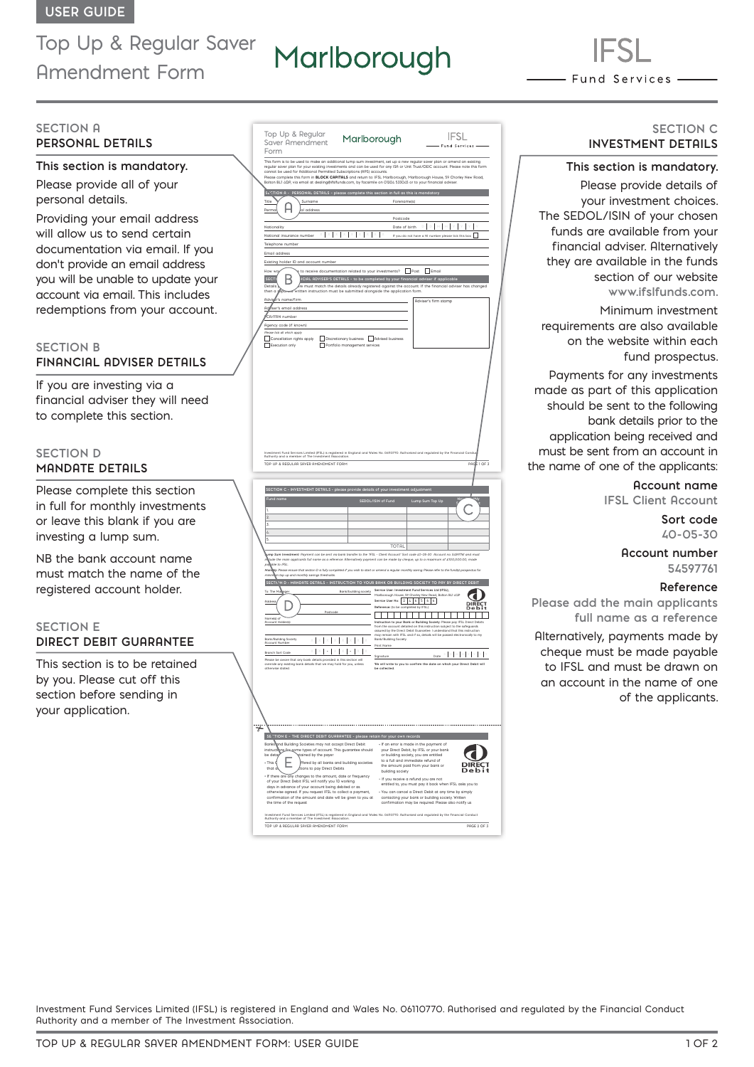USER GUIDE

# Top Up & Regular Saver Amendment Form

Marlborough

IFSL Fund Services

## SECTION A
## PERSONAL DETAILS

**This section is mandatory.**

Please provide all of your personal details.

Providing your email address will allow us to send certain documentation via email. If you don't provide an email address you will be unable to update your account via email. This includes redemptions from your account.

## SECTION B
## FINANCIAL ADVISER DETAILS

If you are investing via a financial adviser they will need to complete this section.

## SECTION D
## MANDATE DETAILS

Please complete this section in full for monthly investments or leave this blank if you are investing a lump sum.

NB the bank account name must match the name of the registered account holder.

## SECTION E
## DIRECT DEBIT GUARANTEE

This section is to be retained by you. Please cut off this section before sending in your application.

## SECTION C
## INVESTMENT DETAILS

**This section is mandatory.**

Please provide details of your investment choices. The SEDOL/ISIN of your chosen funds are available from your financial adviser. Alternatively they are available in the funds section of our website www.ifslfunds.com.

Minimum investment requirements are also available on the website within each fund prospectus.

Payments for any investments made as part of this application should be sent to the following bank details prior to the application being received and must be sent from an account in the name of one of the applicants:

**Account name**
IFSL Client Account

**Sort code**
40-05-30

**Account number**
54597761

**Reference**
Please add the main applicants full name as a reference

Alternatively, payments made by cheque must be made payable to IFSL and must be drawn on an account in the name of one of the applicants.

Investment Fund Services Limited (IFSL) is registered in England and Wales No. 06110770. Authorised and regulated by the Financial Conduct Authority and a member of The Investment Association.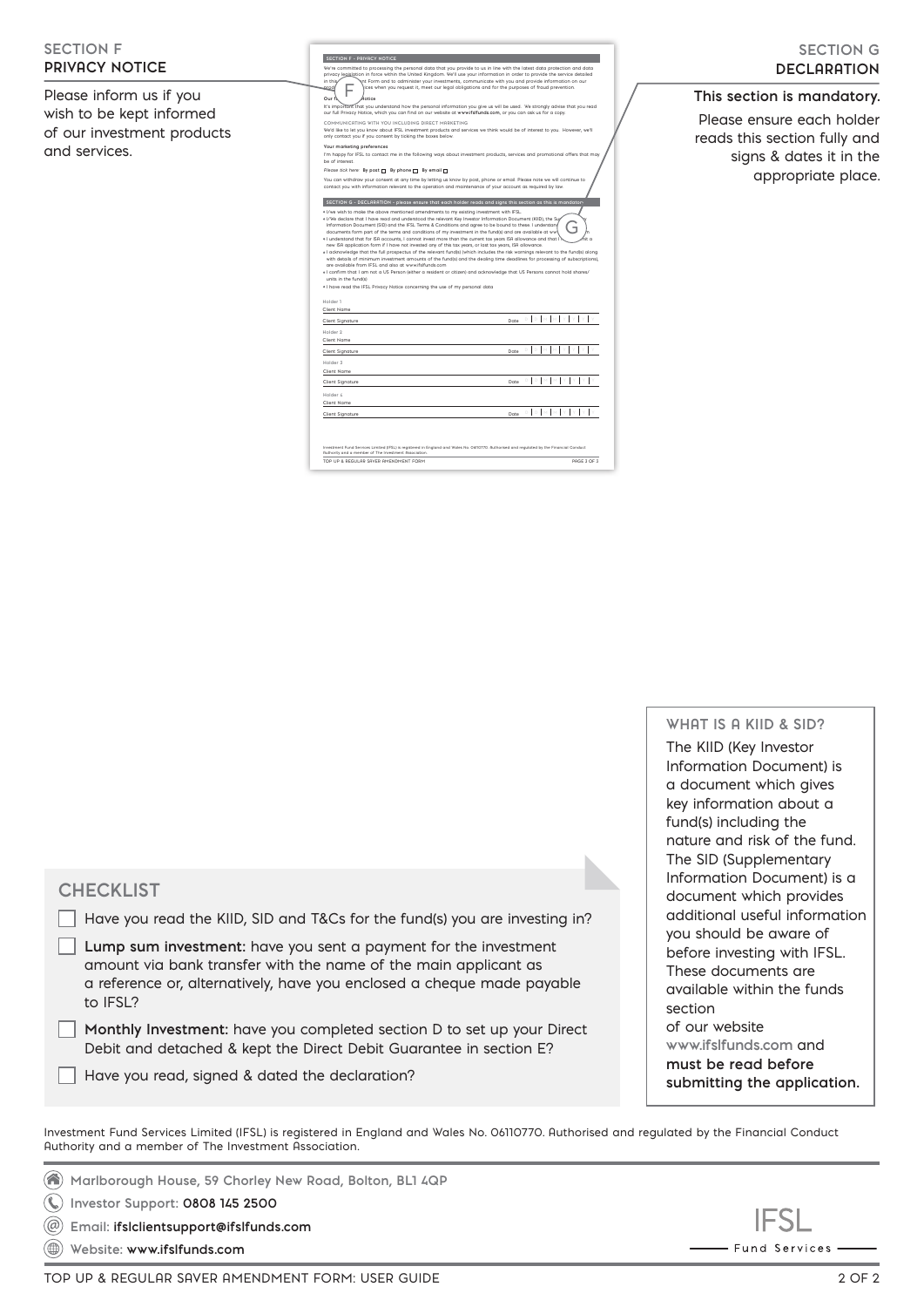## SECTION F
## PRIVACY NOTICE

Please inform us if you wish to be kept informed of our investment products and services.

## SECTION G
## DECLARATION

**This section is mandatory.**

Please ensure each holder reads this section fully and signs & dates it in the appropriate place.

### WHAT IS A KIID & SID?

The KIID (Key Investor Information Document) is a document which gives key information about a fund(s) including the nature and risk of the fund. The SID (Supplementary Information Document) is a document which provides additional useful information you should be aware of before investing with IFSL. These documents are available within the funds section of our website www.ifslfunds.com and **must be read before submitting the application.**

## CHECKLIST

- ☐ Have you read the KIID, SID and T&Cs for the fund(s) you are investing in?
- ☐ **Lump sum investment:** have you sent a payment for the investment amount via bank transfer with the name of the main applicant as a reference or, alternatively, have you enclosed a cheque made payable to IFSL?
- ☐ **Monthly Investment:** have you completed section D to set up your Direct Debit and detached & kept the Direct Debit Guarantee in section E?
- ☐ Have you read, signed & dated the declaration?

Investment Fund Services Limited (IFSL) is registered in England and Wales No. 06110770. Authorised and regulated by the Financial Conduct Authority and a member of The Investment Association.

Marlborough House, 59 Chorley New Road, Bolton, BL1 4QP

Investor Support: **0808 145 2500**

Email: **ifslclientsupport@ifslfunds.com**

Website: **www.ifslfunds.com**

IFSL Fund Services

TOP UP & REGULAR SAVER AMENDMENT FORM: USER GUIDE